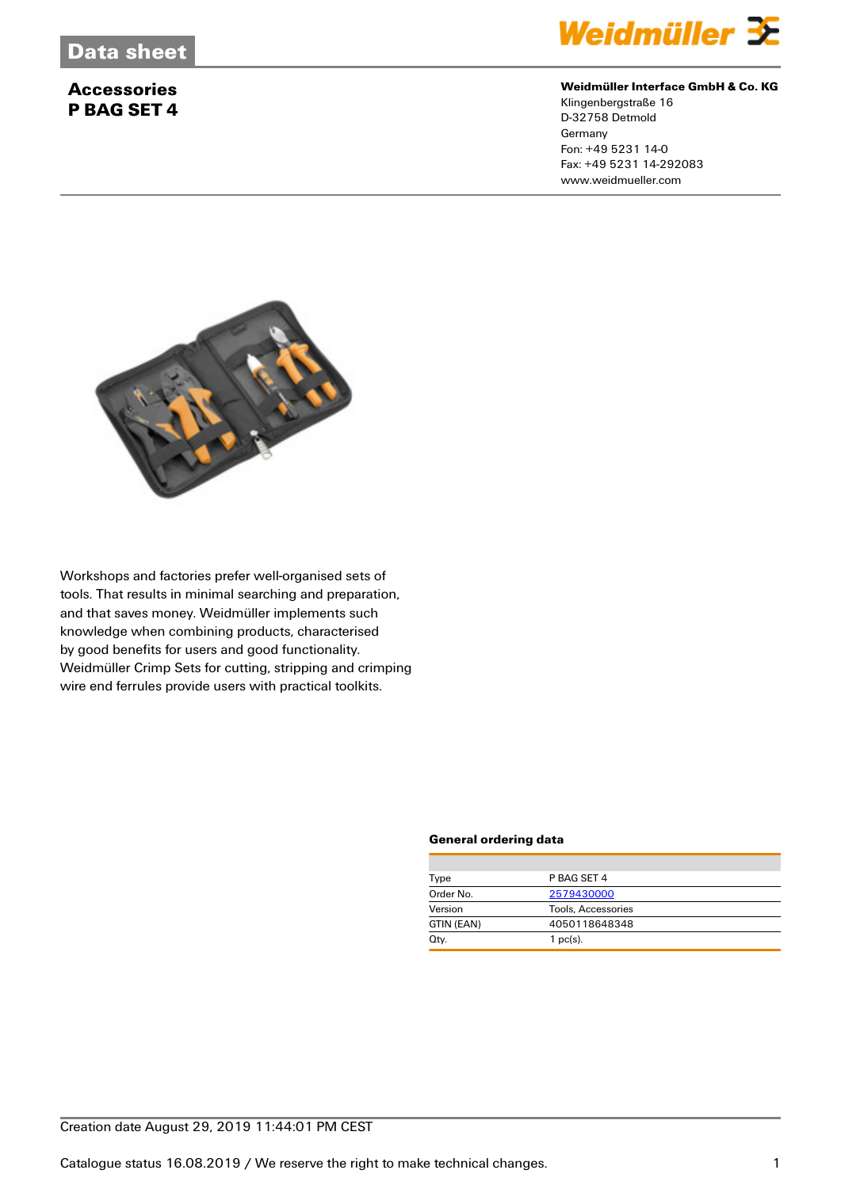Data sheet

# Accessories
# P BAG SET 4

**Weidmüller Interface GmbH & Co. KG**
Klingenbergstraße 16
D-32758 Detmold
Germany
Fon: +49 5231 14-0
Fax: +49 5231 14-292083
www.weidmueller.com

Workshops and factories prefer well-organised sets of tools. That results in minimal searching and preparation, and that saves money. Weidmüller implements such knowledge when combining products, characterised by good benefits for users and good functionality. Weidmüller Crimp Sets for cutting, stripping and crimping wire end ferrules provide users with practical toolkits.

### General ordering data

| | |
|---|---|
| Type | P BAG SET 4 |
| Order No. | 2579430000 |
| Version | Tools, Accessories |
| GTIN (EAN) | 4050118648348 |
| Qty. | 1 pc(s). |

Creation date August 29, 2019 11:44:01 PM CEST

Catalogue status 16.08.2019 / We reserve the right to make technical changes.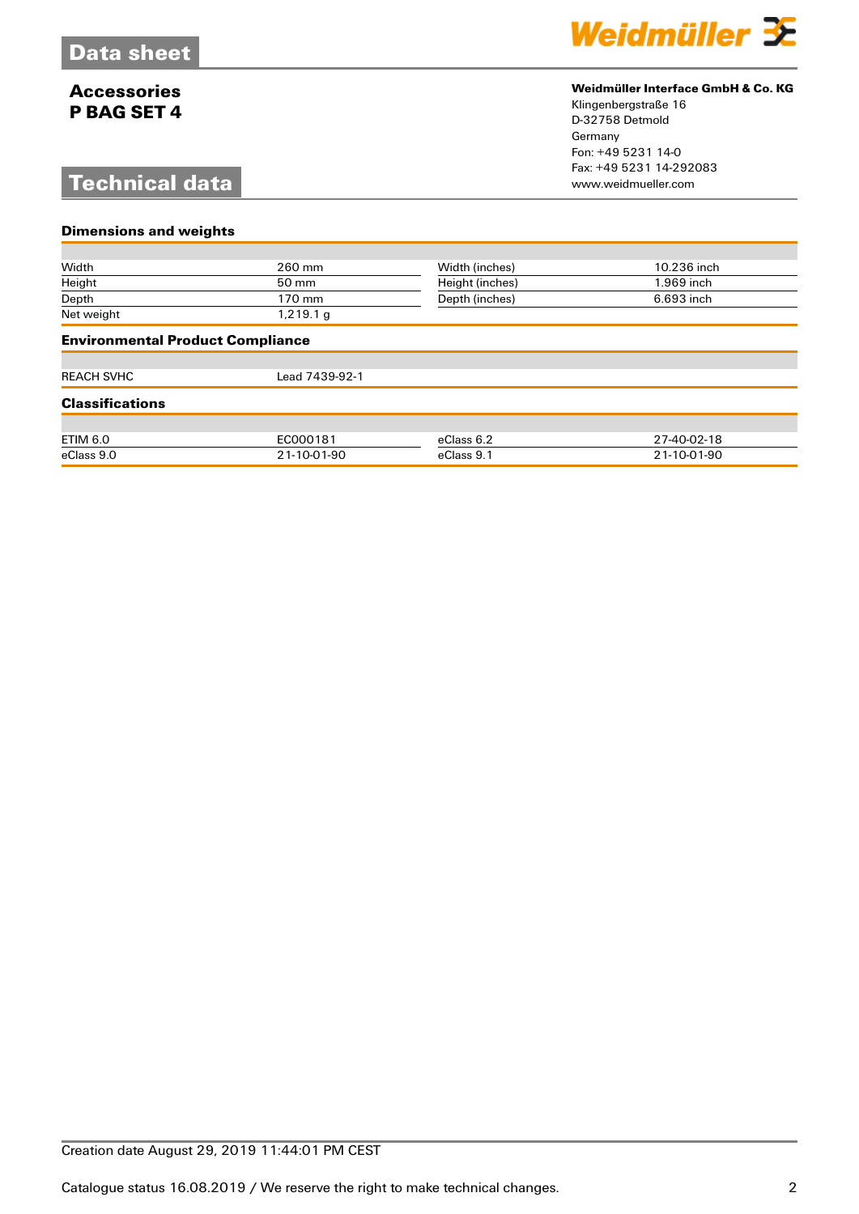# Data sheet

## Accessories
## P BAG SET 4

**Weidmüller Interface GmbH & Co. KG**
Klingenbergstraße 16
D-32758 Detmold
Germany
Fon: +49 5231 14-0
Fax: +49 5231 14-292083
www.weidmueller.com

# Technical data

### Dimensions and weights

| | | | |
|---|---|---|---|
| Width | 260 mm | Width (inches) | 10.236 inch |
| Height | 50 mm | Height (inches) | 1.969 inch |
| Depth | 170 mm | Depth (inches) | 6.693 inch |
| Net weight | 1,219.1 g | | |

### Environmental Product Compliance

| | |
|---|---|
| REACH SVHC | Lead 7439-92-1 |

### Classifications

| | | | |
|---|---|---|---|
| ETIM 6.0 | EC000181 | eClass 6.2 | 27-40-02-18 |
| eClass 9.0 | 21-10-01-90 | eClass 9.1 | 21-10-01-90 |

Creation date August 29, 2019 11:44:01 PM CEST

Catalogue status 16.08.2019 / We reserve the right to make technical changes.